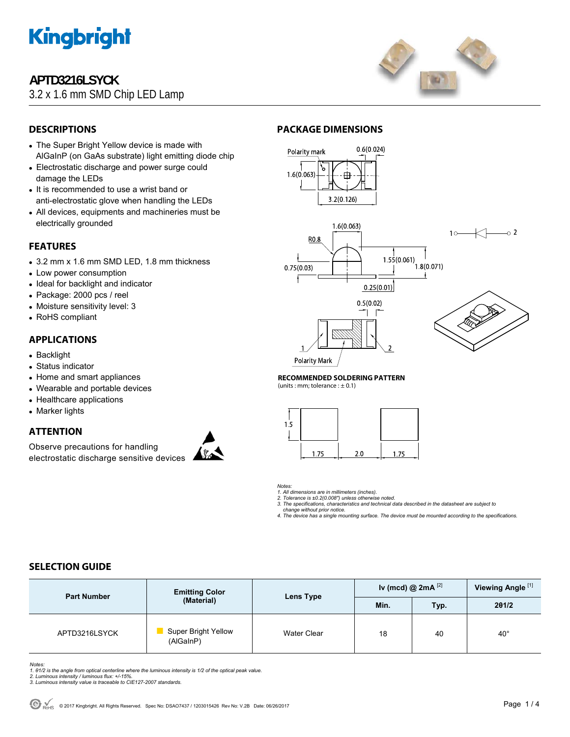# Kingbright

# APTD3216LSYCK

3.2 x 1.6 mm SMD Chip LED Lamp

## DESCRIPTIONS

- The Super Bright Yellow device is made with AlGaInP (on GaAs substrate) light emitting diode chip
- Electrostatic discharge and power surge could damage the LEDs
- It is recommended to use a wrist band or anti-electrostatic glove when handling the LEDs
- All devices, equipments and machineries must be electrically grounded

## FEATURES

- 3.2 mm x 1.6 mm SMD LED, 1.8 mm thickness
- Low power consumption
- Ideal for backlight and indicator
- Package: 2000 pcs / reel
- Moisture sensitivity level: 3
- RoHS compliant

## APPLICATIONS

- Backlight
- Status indicator
- Home and smart appliances
- Wearable and portable devices
- Healthcare applications
- Marker lights

## ATTENTION

Observe precautions for handling electrostatic discharge sensitive devices

## PACKAGE DIMENSIONS

Polarity mark
0.6(0.024)
1.6(0.063)
3.2(0.126)
1.6(0.063)
R0.8
1.55(0.061)
1.8(0.071)
0.75(0.03)
0.25(0.01)
0.5(0.02)
1 2
Polarity Mark

**RECOMMENDED SOLDERING PATTERN**
(units : mm; tolerance : ± 0.1)

1.5
1.75 2.0 1.75

*Notes:*
*1. All dimensions are in millimeters (inches).*
*2. Tolerance is ±0.2(0.008") unless otherwise noted.*
*3. The specifications, characteristics and technical data described in the datasheet are subject to change without prior notice.*
*4. The device has a single mounting surface. The device must be mounted according to the specifications.*

## SELECTION GUIDE

| Part Number | Emitting Color (Material) | Lens Type | Iv (mcd) @ 2mA [2] | | Viewing Angle [1] |
|---|---|---|---|---|---|
| | | | Min. | Typ. | 2θ1/2 |
| APTD3216LSYCK | Super Bright Yellow (AlGaInP) | Water Clear | 18 | 40 | 40° |

*Notes:*
*1. θ1/2 is the angle from optical centerline where the luminous intensity is 1/2 of the optical peak value.*
*2. Luminous intensity / luminous flux: +/-15%.*
*3. Luminous intensity value is traceable to CIE127-2007 standards.*

© 2017 Kingbright. All Rights Reserved. Spec No: DSAO7437 / 1203015426 Rev No: V.2B Date: 06/26/2017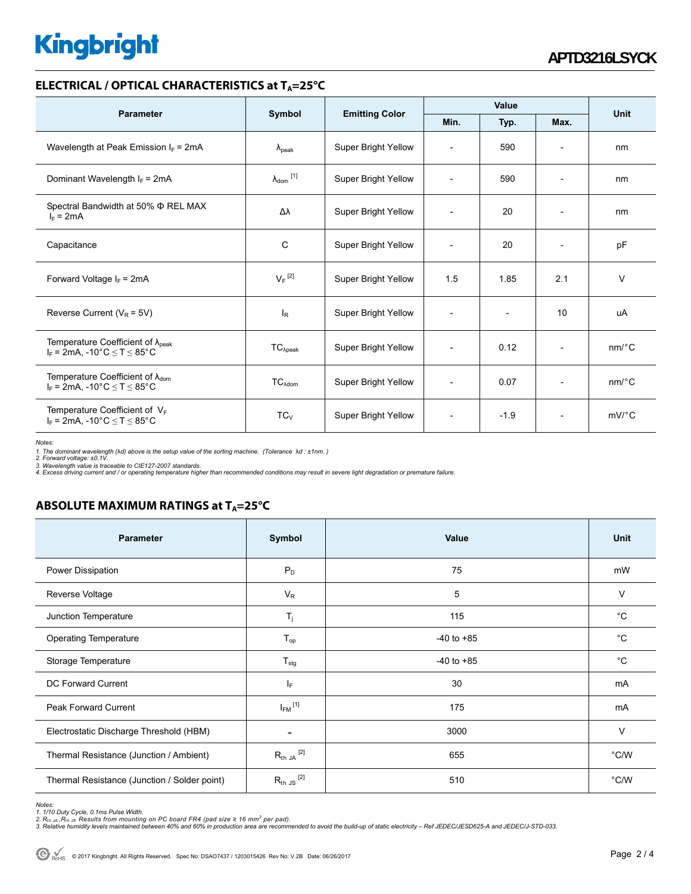## ELECTRICAL / OPTICAL CHARACTERISTICS at $T_A$=25°C

| Parameter | Symbol | Emitting Color | Value | | | Unit |
|---|---|---|---|---|---|---|
| | | | Min. | Typ. | Max. | |
| Wavelength at Peak Emission $I_F$ = 2mA | $\lambda_{peak}$ | Super Bright Yellow | - | 590 | - | nm |
| Dominant Wavelength $I_F$ = 2mA | $\lambda_{dom}$ [1] | Super Bright Yellow | - | 590 | - | nm |
| Spectral Bandwidth at 50% Φ REL MAX $I_F$ = 2mA | Δλ | Super Bright Yellow | - | 20 | - | nm |
| Capacitance | C | Super Bright Yellow | - | 20 | - | pF |
| Forward Voltage $I_F$ = 2mA | $V_F$ [2] | Super Bright Yellow | 1.5 | 1.85 | 2.1 | V |
| Reverse Current ($V_R$ = 5V) | $I_R$ | Super Bright Yellow | - | - | 10 | uA |
| Temperature Coefficient of $\lambda_{peak}$ $I_F$ = 2mA, -10°C ≤ T ≤ 85°C | $TC_{\lambda peak}$ | Super Bright Yellow | - | 0.12 | - | nm/°C |
| Temperature Coefficient of $\lambda_{dom}$ $I_F$ = 2mA, -10°C ≤ T ≤ 85°C | $TC_{\lambda dom}$ | Super Bright Yellow | - | 0.07 | - | nm/°C |
| Temperature Coefficient of $V_F$ $I_F$ = 2mA, -10°C ≤ T ≤ 85°C | $TC_V$ | Super Bright Yellow | - | -1.9 | - | mV/°C |

*Notes:*
*1. The dominant wavelength (λd) above is the setup value of the sorting machine. (Tolerance λd : ±1nm. )*
*2. Forward voltage: ±0.1V.*
*3. Wavelength value is traceable to CIE127-2007 standards.*
*4. Excess driving current and / or operating temperature higher than recommended conditions may result in severe light degradation or premature failure.*

## ABSOLUTE MAXIMUM RATINGS at $T_A$=25°C

| Parameter | Symbol | Value | Unit |
|---|---|---|---|
| Power Dissipation | $P_D$ | 75 | mW |
| Reverse Voltage | $V_R$ | 5 | V |
| Junction Temperature | $T_j$ | 115 | °C |
| Operating Temperature | $T_{op}$ | -40 to +85 | °C |
| Storage Temperature | $T_{stg}$ | -40 to +85 | °C |
| DC Forward Current | $I_F$ | 30 | mA |
| Peak Forward Current | $I_{FM}$ [1] | 175 | mA |
| Electrostatic Discharge Threshold (HBM) | - | 3000 | V |
| Thermal Resistance (Junction / Ambient) | $R_{th\ JA}$ [2] | 655 | °C/W |
| Thermal Resistance (Junction / Solder point) | $R_{th\ JS}$ [2] | 510 | °C/W |

*Notes:*
*1. 1/10 Duty Cycle, 0.1ms Pulse Width.*
*2. $R_{th\ JA}$ ,$R_{th\ JS}$ Results from mounting on PC board FR4 (pad size ≥ 16 $mm^2$ per pad).*
*3. Relative humidity levels maintained between 40% and 60% in production area are recommended to avoid the build-up of static electricity – Ref JEDEC/JESD625-A and JEDEC/J-STD-033.*

© 2017 Kingbright. All Rights Reserved. Spec No: DSAO7437 / 1203015426 Rev No: V.2B Date: 06/26/2017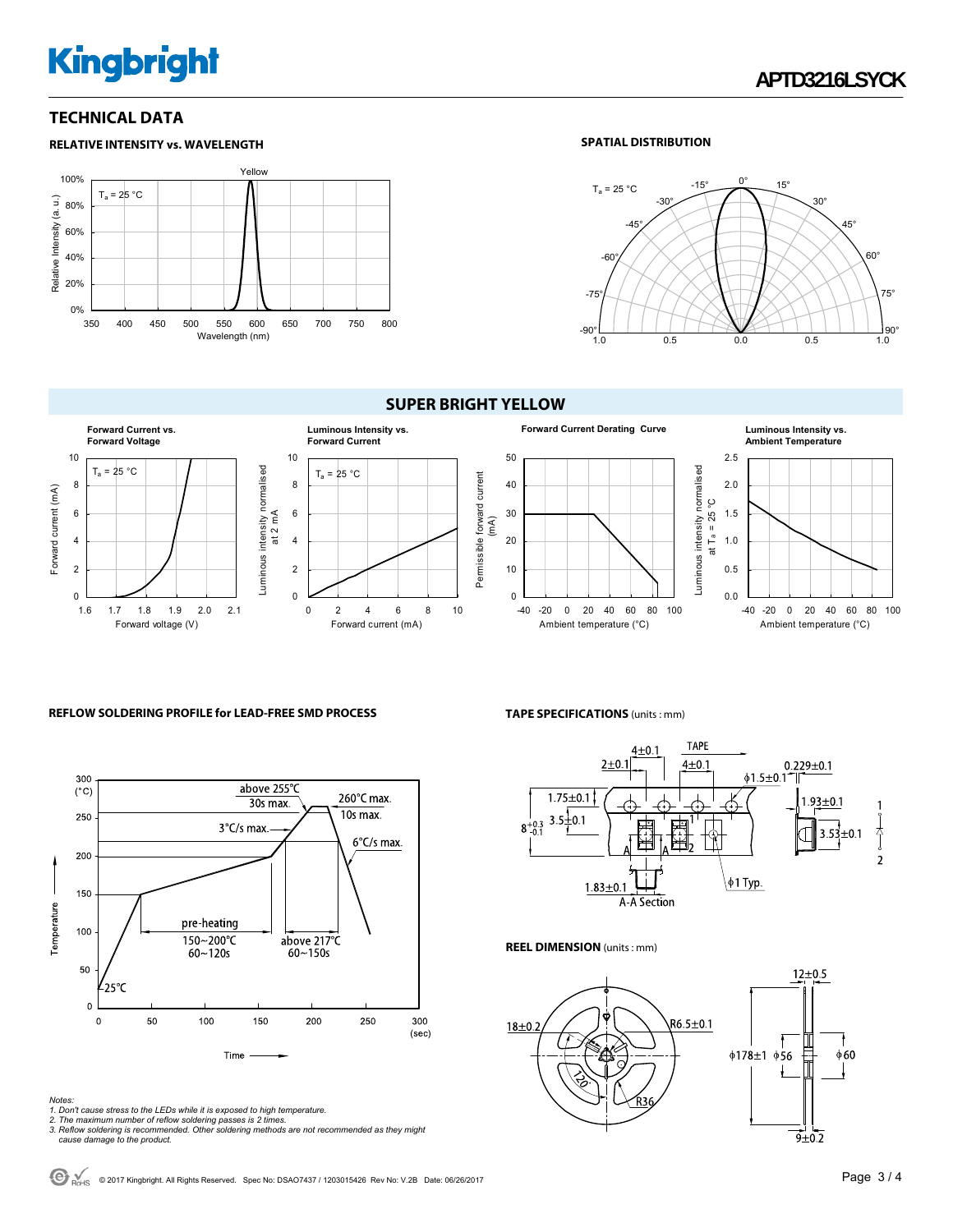# TECHNICAL DATA

### RELATIVE INTENSITY vs. WAVELENGTH

### SPATIAL DISTRIBUTION

## SUPER BRIGHT YELLOW

### REFLOW SOLDERING PROFILE for LEAD-FREE SMD PROCESS

### TAPE SPECIFICATIONS (units : mm)

### REEL DIMENSION (units : mm)

Notes:
1. Don't cause stress to the LEDs while it is exposed to high temperature.
2. The maximum number of reflow soldering passes is 2 times.
3. Reflow soldering is recommended. Other soldering methods are not recommended as they might cause damage to the product.

© 2017 Kingbright. All Rights Reserved. Spec No: DSAO7437 / 1203015426 Rev No: V.2B Date: 06/26/2017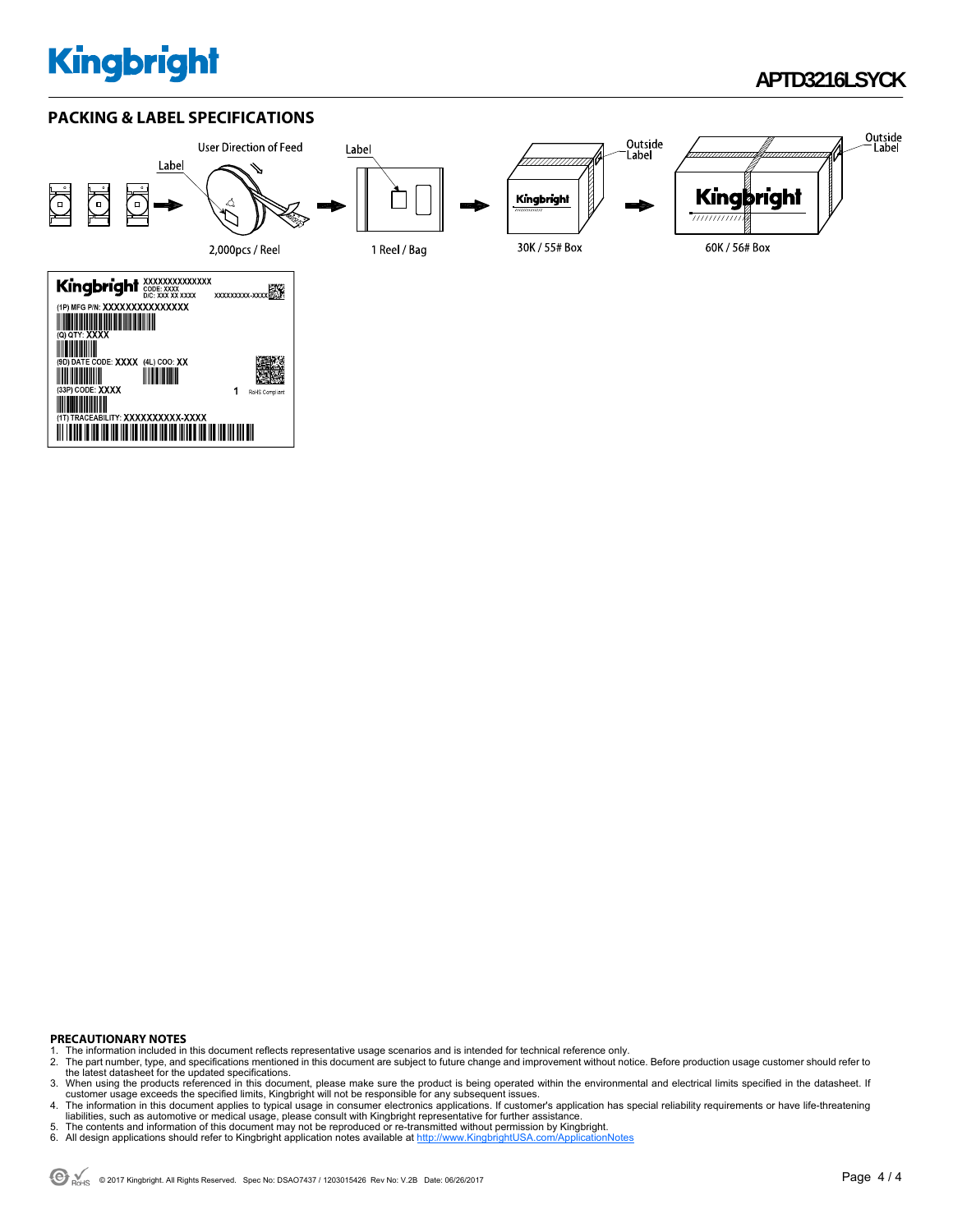## PACKING & LABEL SPECIFICATIONS

Label

User Direction of Feed

Label

Outside Label

Outside Label

2,000pcs / Reel

1 Reel / Bag

30K / 55# Box

60K / 56# Box

Kingbright XXXXXXXXXXXXXX
CODE: XXXX
D/C: XXX XX XXXX
XXXXXXXXX-XXXX
(1P) MFG P/N: XXXXXXXXXXXXXXX
(Q) QTY: XXXX
(9D) DATE CODE: XXXX (4L) COO: XX
(33P) CODE: XXXX
1 RoHS Compliant
(1T) TRACEABILITY: XXXXXXXXXX-XXXX

**PRECAUTIONARY NOTES**

1. The information included in this document reflects representative usage scenarios and is intended for technical reference only.
2. The part number, type, and specifications mentioned in this document are subject to future change and improvement without notice. Before production usage customer should refer to the latest datasheet for the updated specifications.
3. When using the products referenced in this document, please make sure the product is being operated within the environmental and electrical limits specified in the datasheet. If customer usage exceeds the specified limits, Kingbright will not be responsible for any subsequent issues.
4. The information in this document applies to typical usage in consumer electronics applications. If customer's application has special reliability requirements or have life-threatening liabilities, such as automotive or medical usage, please consult with Kingbright representative for further assistance.
5. The contents and information of this document may not be reproduced or re-transmitted without permission by Kingbright.
6. All design applications should refer to Kingbright application notes available at http://www.KingbrightUSA.com/ApplicationNotes

© 2017 Kingbright. All Rights Reserved. Spec No: DSAO7437 / 1203015426 Rev No: V.2B Date: 06/26/2017